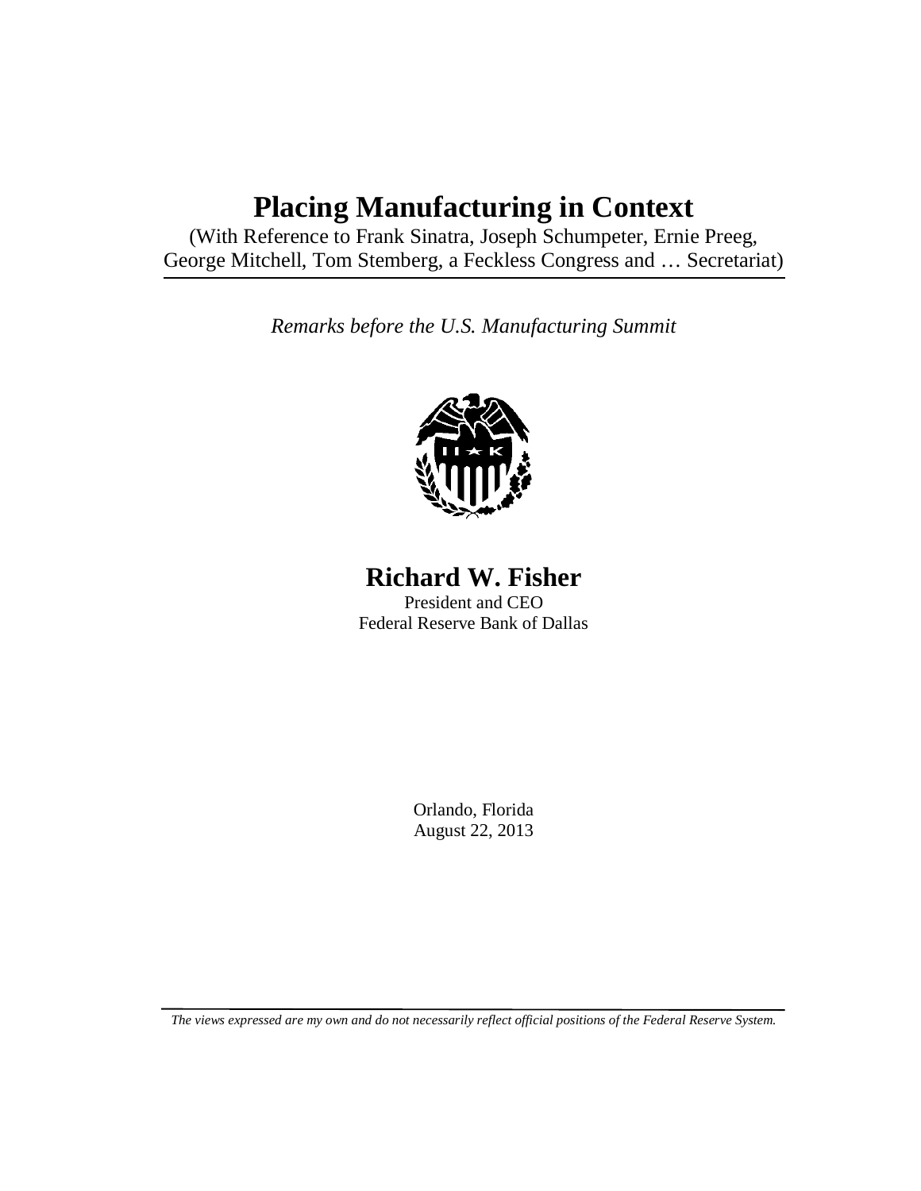# Placing Manufacturing in Context

(With Reference to Frank Sinatra, Joseph Schumpeter, Ernie Preeg, George Mitchell, Tom Stemberg, a Feckless Congress and … Secretariat)

*Remarks before the U.S. Manufacturing Summit*

## Richard W. Fisher

President and CEO
Federal Reserve Bank of Dallas

Orlando, Florida
August 22, 2013

*The views expressed are my own and do not necessarily reflect official positions of the Federal Reserve System.*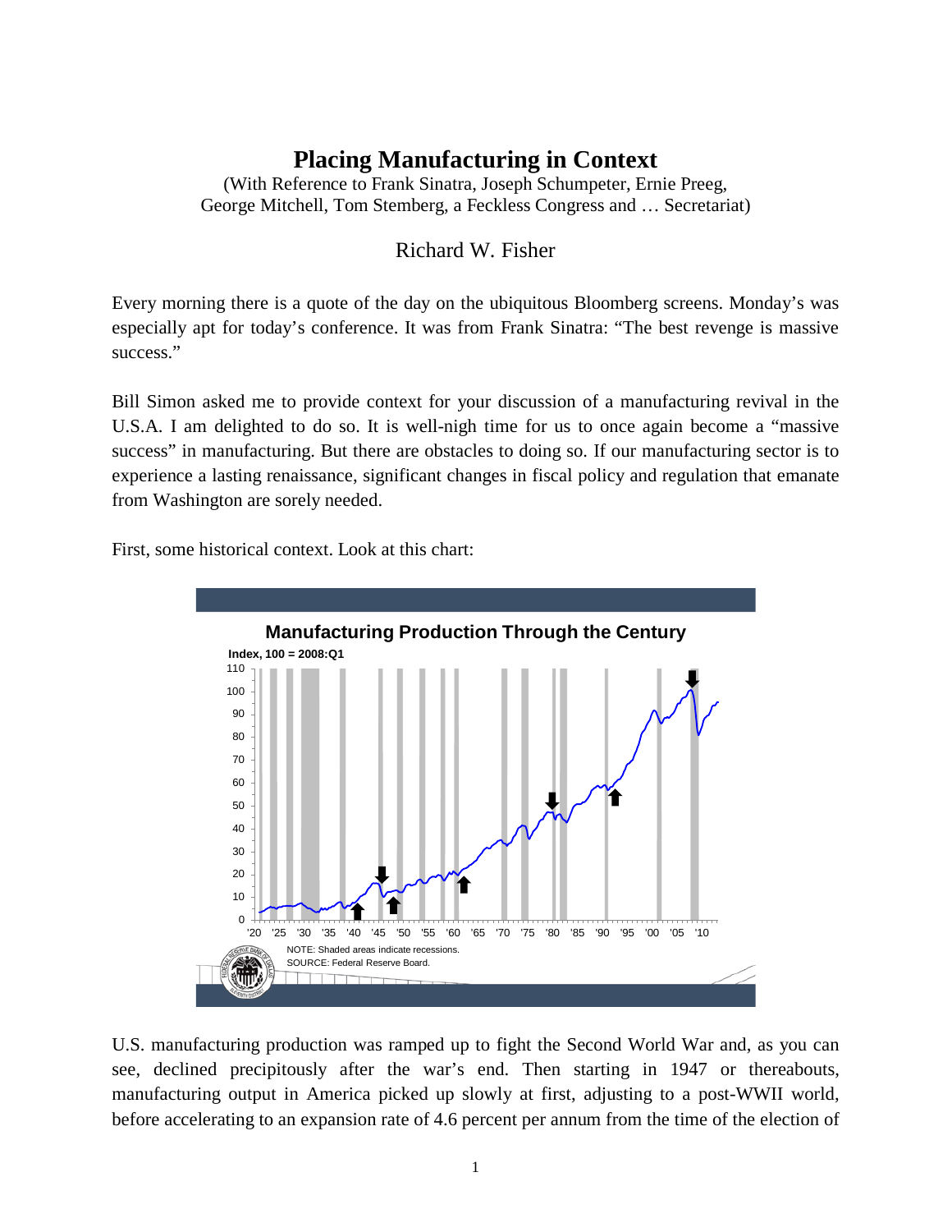# Placing Manufacturing in Context

(With Reference to Frank Sinatra, Joseph Schumpeter, Ernie Preeg, George Mitchell, Tom Stemberg, a Feckless Congress and … Secretariat)

Richard W. Fisher

Every morning there is a quote of the day on the ubiquitous Bloomberg screens. Monday's was especially apt for today's conference. It was from Frank Sinatra: "The best revenge is massive success."

Bill Simon asked me to provide context for your discussion of a manufacturing revival in the U.S.A. I am delighted to do so. It is well-nigh time for us to once again become a "massive success" in manufacturing. But there are obstacles to doing so. If our manufacturing sector is to experience a lasting renaissance, significant changes in fiscal policy and regulation that emanate from Washington are sorely needed.

First, some historical context. Look at this chart:

**Manufacturing Production Through the Century**

Index, 100 = 2008:Q1

NOTE: Shaded areas indicate recessions.
SOURCE: Federal Reserve Board.

U.S. manufacturing production was ramped up to fight the Second World War and, as you can see, declined precipitously after the war's end. Then starting in 1947 or thereabouts, manufacturing output in America picked up slowly at first, adjusting to a post-WWII world, before accelerating to an expansion rate of 4.6 percent per annum from the time of the election of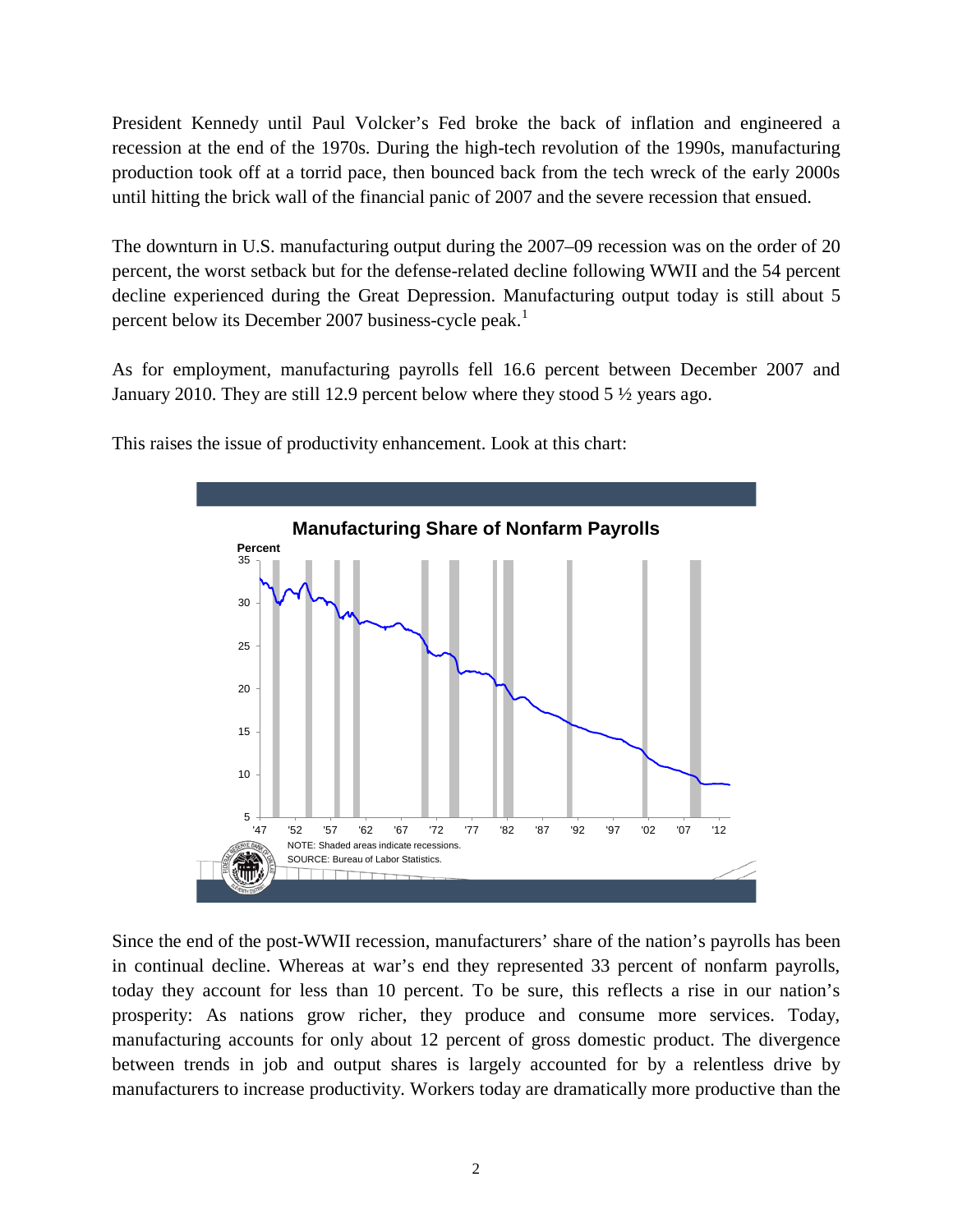President Kennedy until Paul Volcker's Fed broke the back of inflation and engineered a recession at the end of the 1970s. During the high-tech revolution of the 1990s, manufacturing production took off at a torrid pace, then bounced back from the tech wreck of the early 2000s until hitting the brick wall of the financial panic of 2007 and the severe recession that ensued.

The downturn in U.S. manufacturing output during the 2007–09 recession was on the order of 20 percent, the worst setback but for the defense-related decline following WWII and the 54 percent decline experienced during the Great Depression. Manufacturing output today is still about 5 percent below its December 2007 business-cycle peak.[1]

As for employment, manufacturing payrolls fell 16.6 percent between December 2007 and January 2010. They are still 12.9 percent below where they stood 5 ½ years ago.

This raises the issue of productivity enhancement. Look at this chart:

**Manufacturing Share of Nonfarm Payrolls**

NOTE: Shaded areas indicate recessions.
SOURCE: Bureau of Labor Statistics.

Since the end of the post-WWII recession, manufacturers' share of the nation's payrolls has been in continual decline. Whereas at war's end they represented 33 percent of nonfarm payrolls, today they account for less than 10 percent. To be sure, this reflects a rise in our nation's prosperity: As nations grow richer, they produce and consume more services. Today, manufacturing accounts for only about 12 percent of gross domestic product. The divergence between trends in job and output shares is largely accounted for by a relentless drive by manufacturers to increase productivity. Workers today are dramatically more productive than the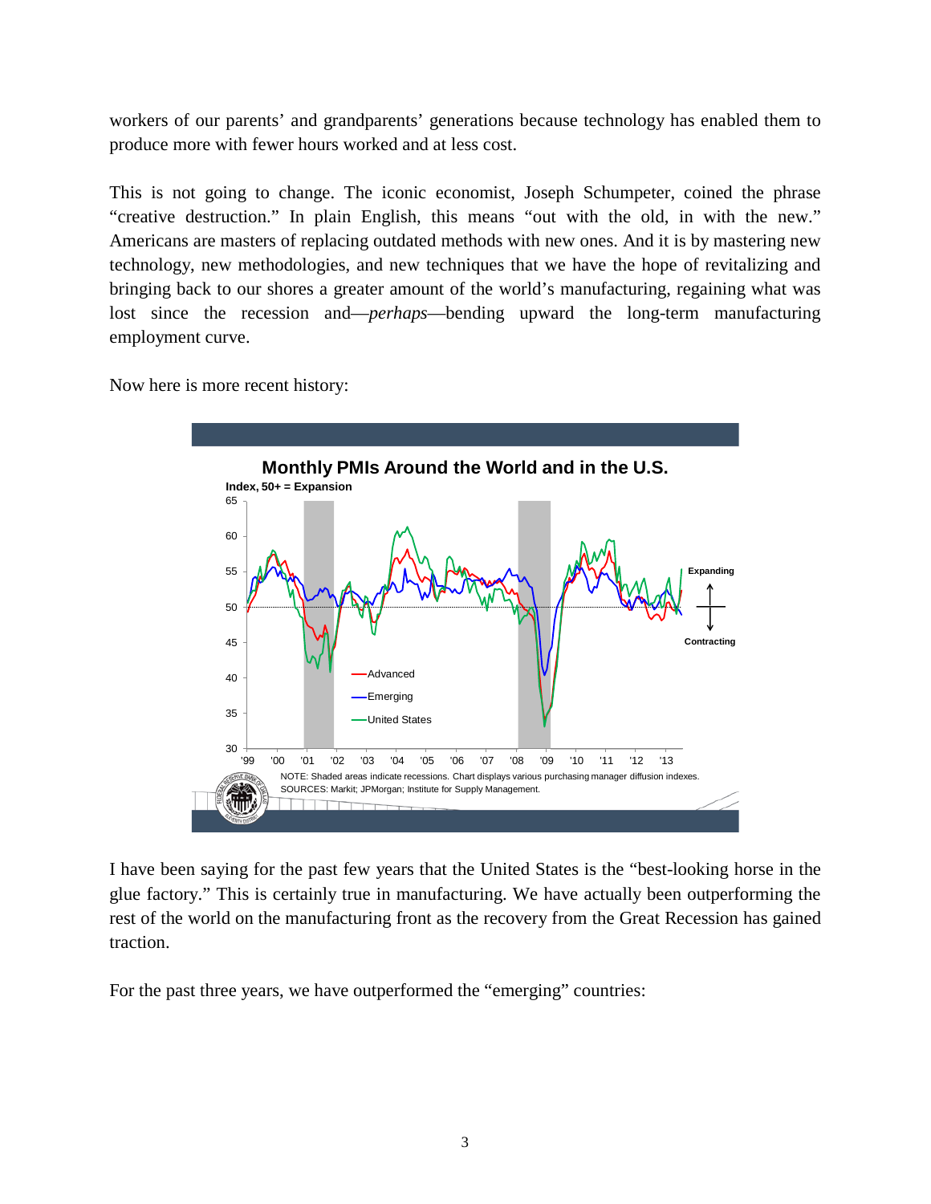workers of our parents' and grandparents' generations because technology has enabled them to produce more with fewer hours worked and at less cost.

This is not going to change. The iconic economist, Joseph Schumpeter, coined the phrase "creative destruction." In plain English, this means "out with the old, in with the new." Americans are masters of replacing outdated methods with new ones. And it is by mastering new technology, new methodologies, and new techniques that we have the hope of revitalizing and bringing back to our shores a greater amount of the world's manufacturing, regaining what was lost since the recession and—*perhaps*—bending upward the long-term manufacturing employment curve.

Now here is more recent history:

**Monthly PMIs Around the World and in the U.S.**

Index, 50+ = Expansion

NOTE: Shaded areas indicate recessions. Chart displays various purchasing manager diffusion indexes.
SOURCES: Markit; JPMorgan; Institute for Supply Management.

I have been saying for the past few years that the United States is the "best-looking horse in the glue factory." This is certainly true in manufacturing. We have actually been outperforming the rest of the world on the manufacturing front as the recovery from the Great Recession has gained traction.

For the past three years, we have outperformed the "emerging" countries: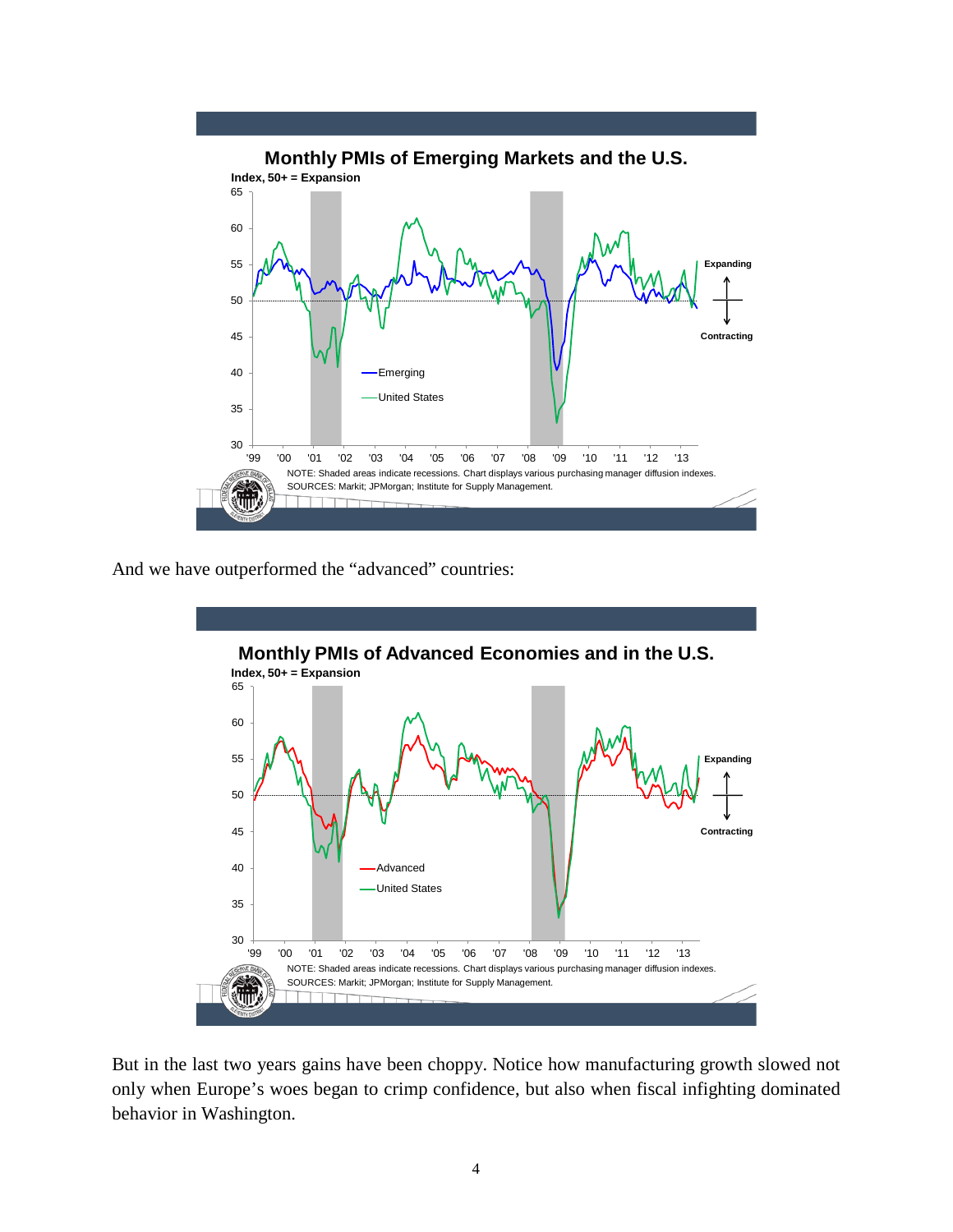**Monthly PMIs of Emerging Markets and the U.S.**

Index, 50+ = Expansion

NOTE: Shaded areas indicate recessions. Chart displays various purchasing manager diffusion indexes.
SOURCES: Markit; JPMorgan; Institute for Supply Management.

And we have outperformed the "advanced" countries:

**Monthly PMIs of Advanced Economies and in the U.S.**

Index, 50+ = Expansion

NOTE: Shaded areas indicate recessions. Chart displays various purchasing manager diffusion indexes.
SOURCES: Markit; JPMorgan; Institute for Supply Management.

But in the last two years gains have been choppy. Notice how manufacturing growth slowed not only when Europe's woes began to crimp confidence, but also when fiscal infighting dominated behavior in Washington.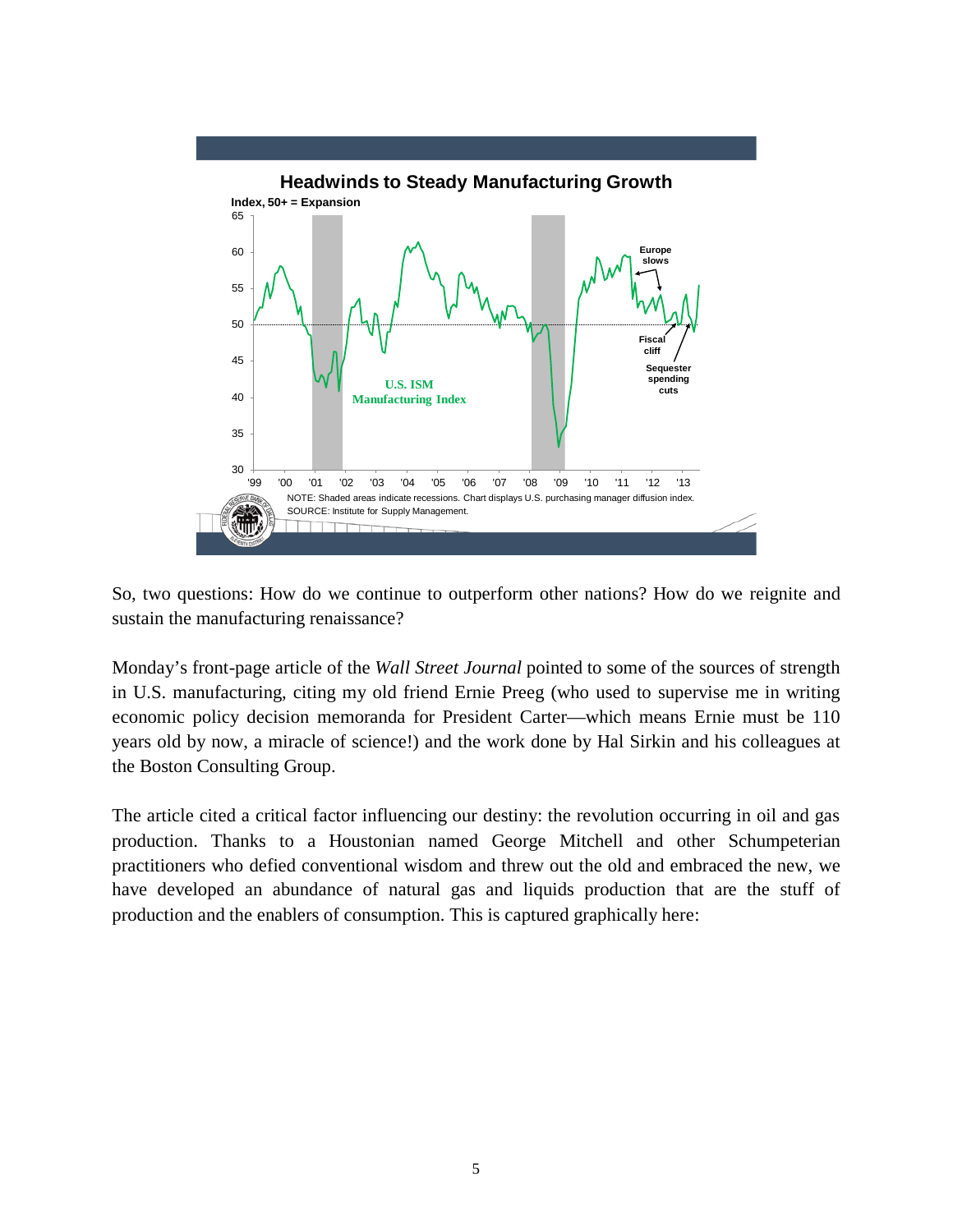**Headwinds to Steady Manufacturing Growth**

Index, 50+ = Expansion

NOTE: Shaded areas indicate recessions. Chart displays U.S. purchasing manager diffusion index.
SOURCE: Institute for Supply Management.

So, two questions: How do we continue to outperform other nations? How do we reignite and sustain the manufacturing renaissance?

Monday's front-page article of the *Wall Street Journal* pointed to some of the sources of strength in U.S. manufacturing, citing my old friend Ernie Preeg (who used to supervise me in writing economic policy decision memoranda for President Carter—which means Ernie must be 110 years old by now, a miracle of science!) and the work done by Hal Sirkin and his colleagues at the Boston Consulting Group.

The article cited a critical factor influencing our destiny: the revolution occurring in oil and gas production. Thanks to a Houstonian named George Mitchell and other Schumpeterian practitioners who defied conventional wisdom and threw out the old and embraced the new, we have developed an abundance of natural gas and liquids production that are the stuff of production and the enablers of consumption. This is captured graphically here: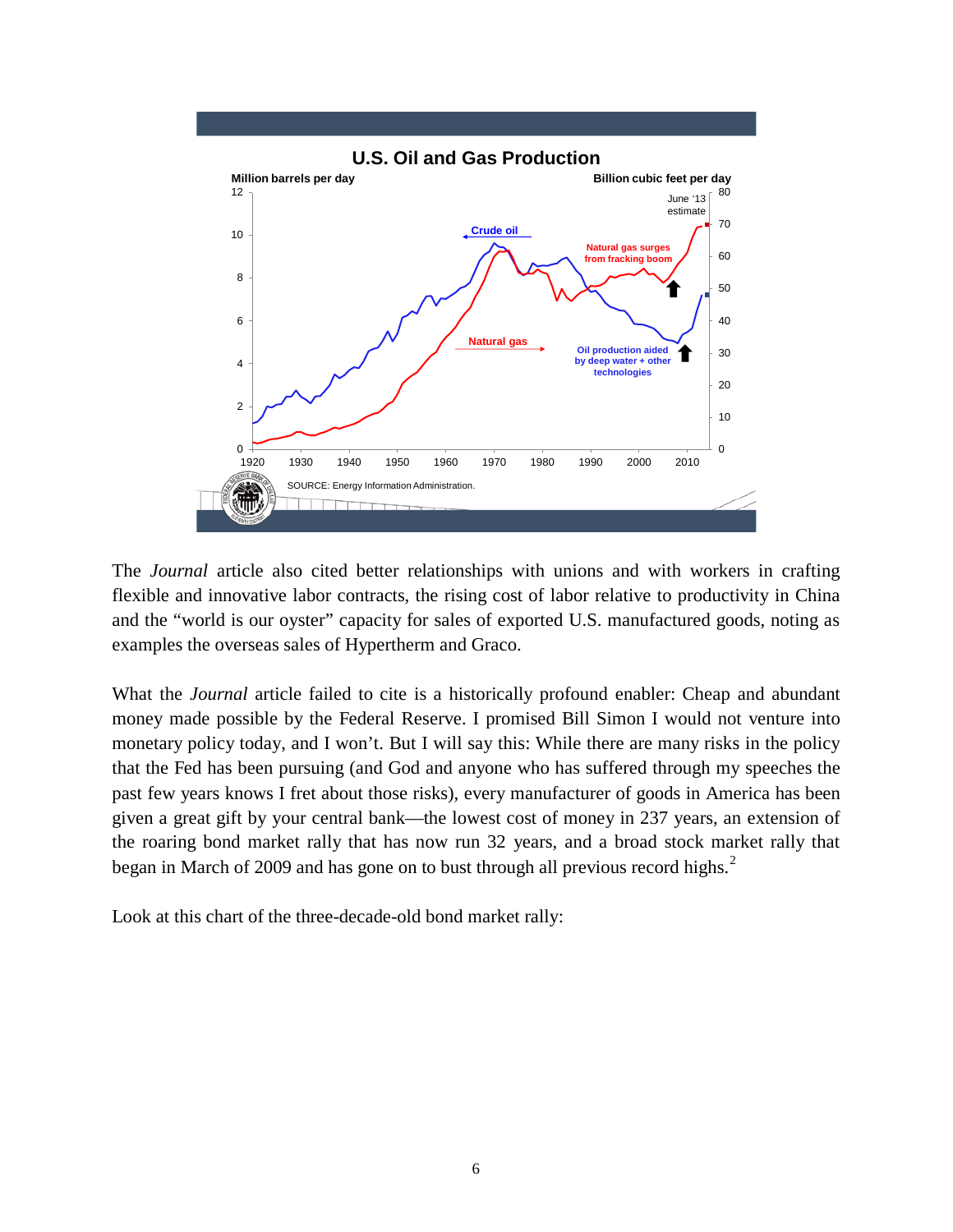The *Journal* article also cited better relationships with unions and with workers in crafting flexible and innovative labor contracts, the rising cost of labor relative to productivity in China and the "world is our oyster" capacity for sales of exported U.S. manufactured goods, noting as examples the overseas sales of Hypertherm and Graco.

What the *Journal* article failed to cite is a historically profound enabler: Cheap and abundant money made possible by the Federal Reserve. I promised Bill Simon I would not venture into monetary policy today, and I won't. But I will say this: While there are many risks in the policy that the Fed has been pursuing (and God and anyone who has suffered through my speeches the past few years knows I fret about those risks), every manufacturer of goods in America has been given a great gift by your central bank—the lowest cost of money in 237 years, an extension of the roaring bond market rally that has now run 32 years, and a broad stock market rally that began in March of 2009 and has gone on to bust through all previous record highs.[2]

Look at this chart of the three-decade-old bond market rally: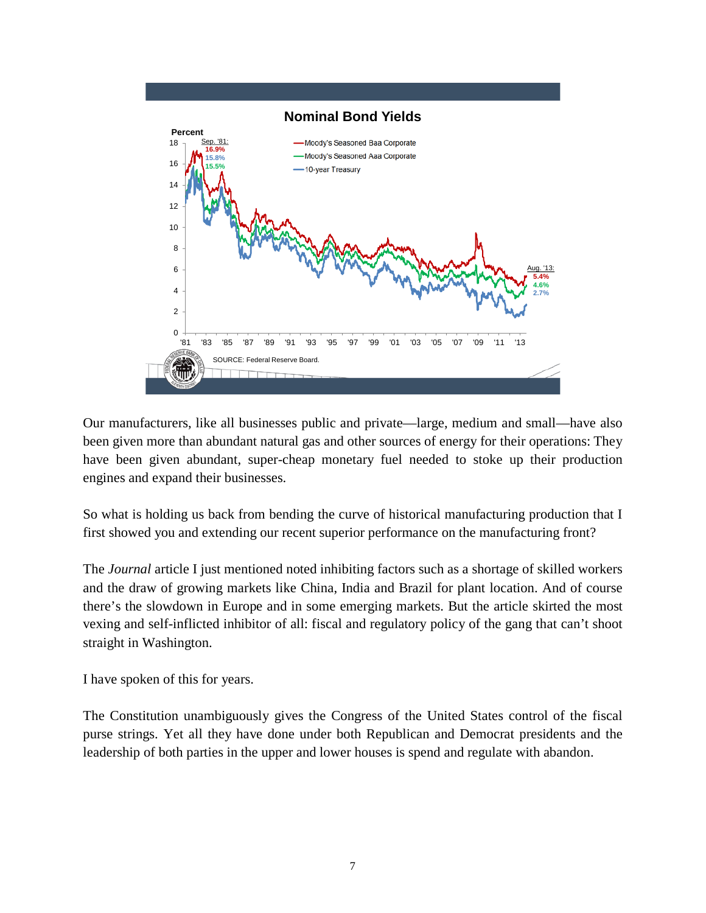**Nominal Bond Yields**

Percent

- Moody's Seasoned Baa Corporate
- Moody's Seasoned Aaa Corporate
- 10-year Treasury

Sep. '81: 16.9%, 15.8%, 15.5%

Aug. '13: 5.4%, 4.6%, 2.7%

SOURCE: Federal Reserve Board.

Our manufacturers, like all businesses public and private—large, medium and small—have also been given more than abundant natural gas and other sources of energy for their operations: They have been given abundant, super-cheap monetary fuel needed to stoke up their production engines and expand their businesses.

So what is holding us back from bending the curve of historical manufacturing production that I first showed you and extending our recent superior performance on the manufacturing front?

The *Journal* article I just mentioned noted inhibiting factors such as a shortage of skilled workers and the draw of growing markets like China, India and Brazil for plant location. And of course there's the slowdown in Europe and in some emerging markets. But the article skirted the most vexing and self-inflicted inhibitor of all: fiscal and regulatory policy of the gang that can't shoot straight in Washington.

I have spoken of this for years.

The Constitution unambiguously gives the Congress of the United States control of the fiscal purse strings. Yet all they have done under both Republican and Democrat presidents and the leadership of both parties in the upper and lower houses is spend and regulate with abandon.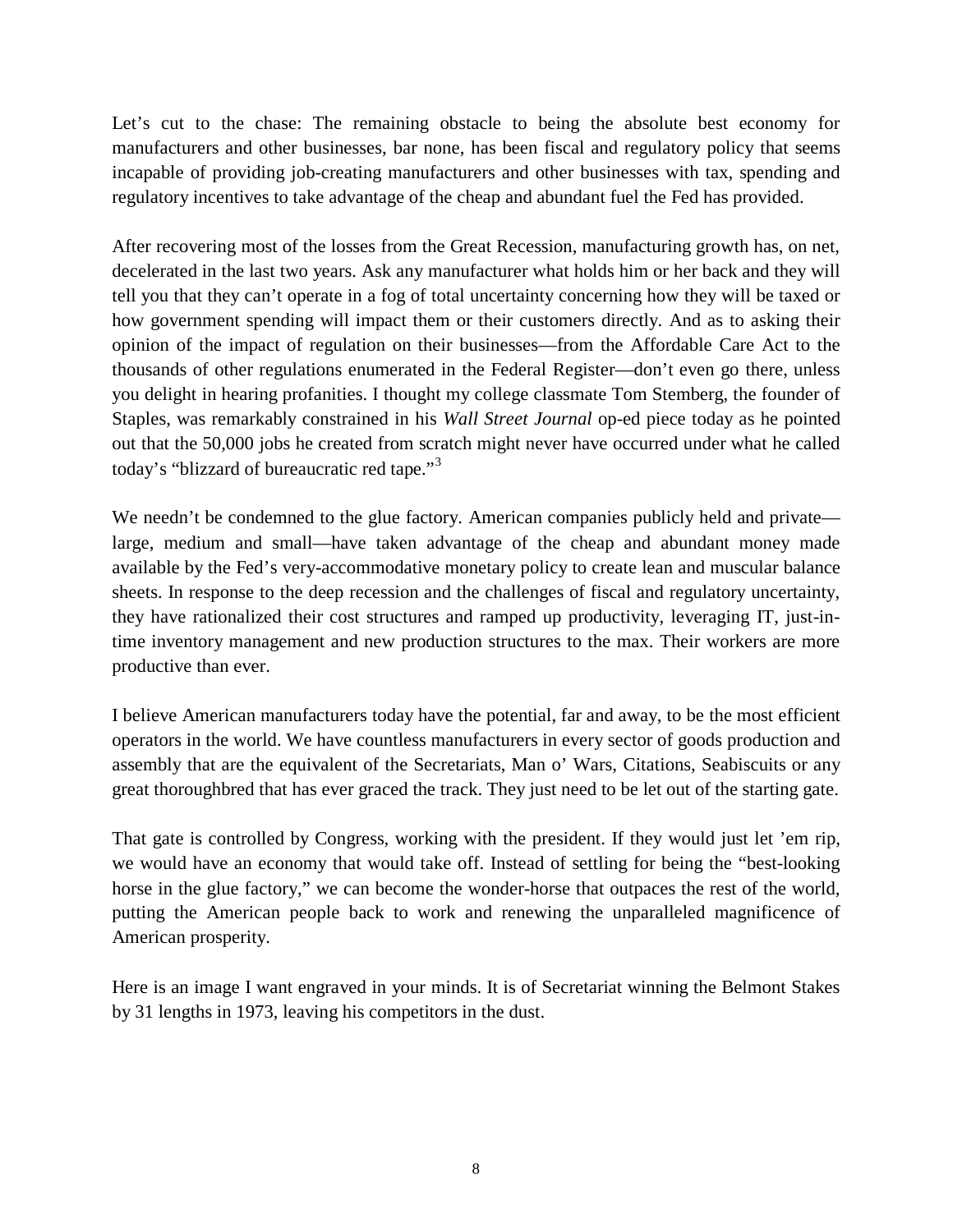Let's cut to the chase: The remaining obstacle to being the absolute best economy for manufacturers and other businesses, bar none, has been fiscal and regulatory policy that seems incapable of providing job-creating manufacturers and other businesses with tax, spending and regulatory incentives to take advantage of the cheap and abundant fuel the Fed has provided.

After recovering most of the losses from the Great Recession, manufacturing growth has, on net, decelerated in the last two years. Ask any manufacturer what holds him or her back and they will tell you that they can't operate in a fog of total uncertainty concerning how they will be taxed or how government spending will impact them or their customers directly. And as to asking their opinion of the impact of regulation on their businesses—from the Affordable Care Act to the thousands of other regulations enumerated in the Federal Register—don't even go there, unless you delight in hearing profanities. I thought my college classmate Tom Stemberg, the founder of Staples, was remarkably constrained in his *Wall Street Journal* op-ed piece today as he pointed out that the 50,000 jobs he created from scratch might never have occurred under what he called today's "blizzard of bureaucratic red tape."[3]

We needn't be condemned to the glue factory. American companies publicly held and private—large, medium and small—have taken advantage of the cheap and abundant money made available by the Fed's very-accommodative monetary policy to create lean and muscular balance sheets. In response to the deep recession and the challenges of fiscal and regulatory uncertainty, they have rationalized their cost structures and ramped up productivity, leveraging IT, just-in-time inventory management and new production structures to the max. Their workers are more productive than ever.

I believe American manufacturers today have the potential, far and away, to be the most efficient operators in the world. We have countless manufacturers in every sector of goods production and assembly that are the equivalent of the Secretariats, Man o' Wars, Citations, Seabiscuits or any great thoroughbred that has ever graced the track. They just need to be let out of the starting gate.

That gate is controlled by Congress, working with the president. If they would just let 'em rip, we would have an economy that would take off. Instead of settling for being the "best-looking horse in the glue factory," we can become the wonder-horse that outpaces the rest of the world, putting the American people back to work and renewing the unparalleled magnificence of American prosperity.

Here is an image I want engraved in your minds. It is of Secretariat winning the Belmont Stakes by 31 lengths in 1973, leaving his competitors in the dust.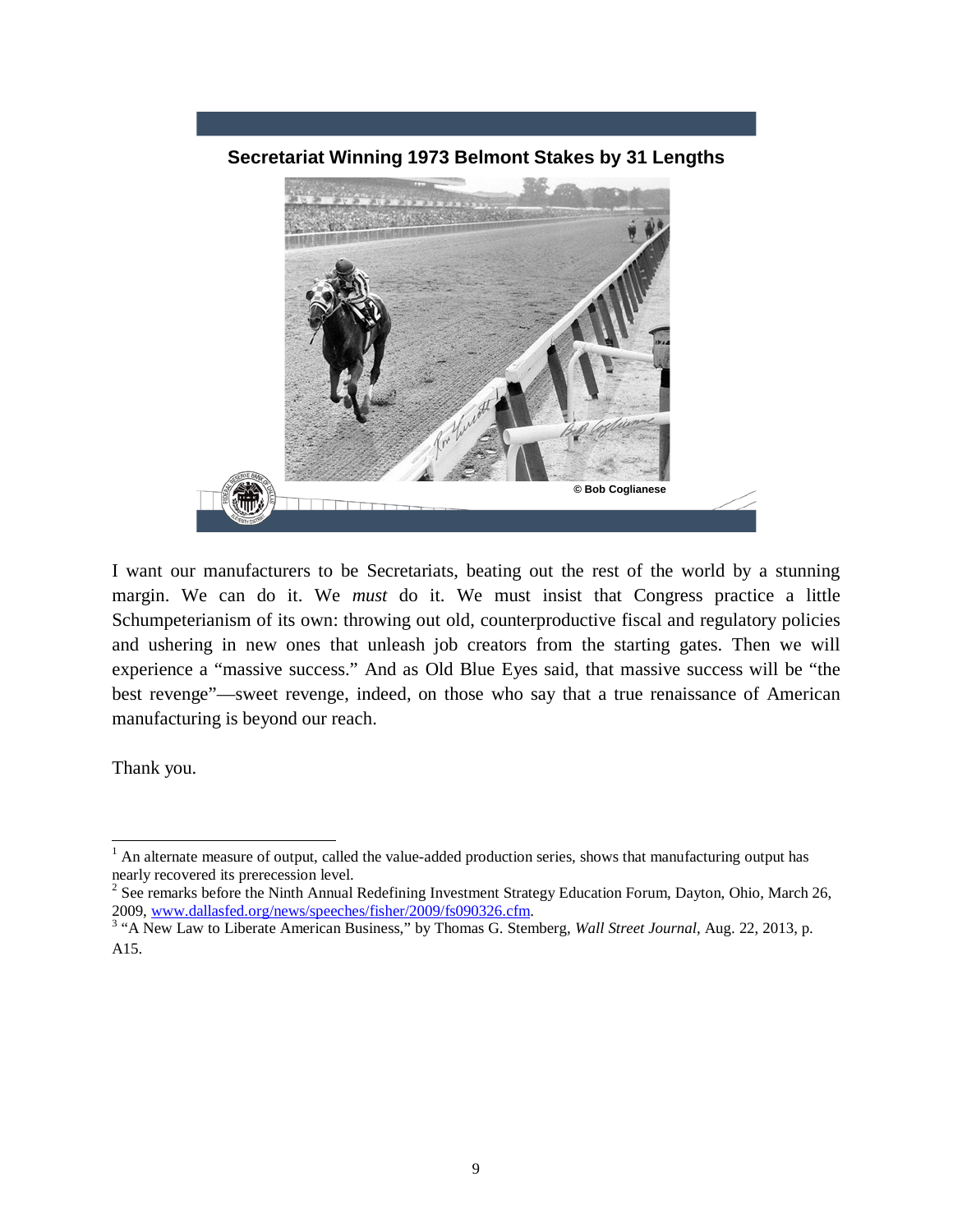**Secretariat Winning 1973 Belmont Stakes by 31 Lengths**

© Bob Coglianese

I want our manufacturers to be Secretariats, beating out the rest of the world by a stunning margin. We can do it. We *must* do it. We must insist that Congress practice a little Schumpeterianism of its own: throwing out old, counterproductive fiscal and regulatory policies and ushering in new ones that unleash job creators from the starting gates. Then we will experience a "massive success." And as Old Blue Eyes said, that massive success will be "the best revenge"—sweet revenge, indeed, on those who say that a true renaissance of American manufacturing is beyond our reach.

Thank you.

---

[1] An alternate measure of output, called the value-added production series, shows that manufacturing output has nearly recovered its prerecession level.

[2] See remarks before the Ninth Annual Redefining Investment Strategy Education Forum, Dayton, Ohio, March 26, 2009, [www.dallasfed.org/news/speeches/fisher/2009/fs090326.cfm](www.dallasfed.org/news/speeches/fisher/2009/fs090326.cfm).

[3] "A New Law to Liberate American Business," by Thomas G. Stemberg, *Wall Street Journal*, Aug. 22, 2013, p. A15.